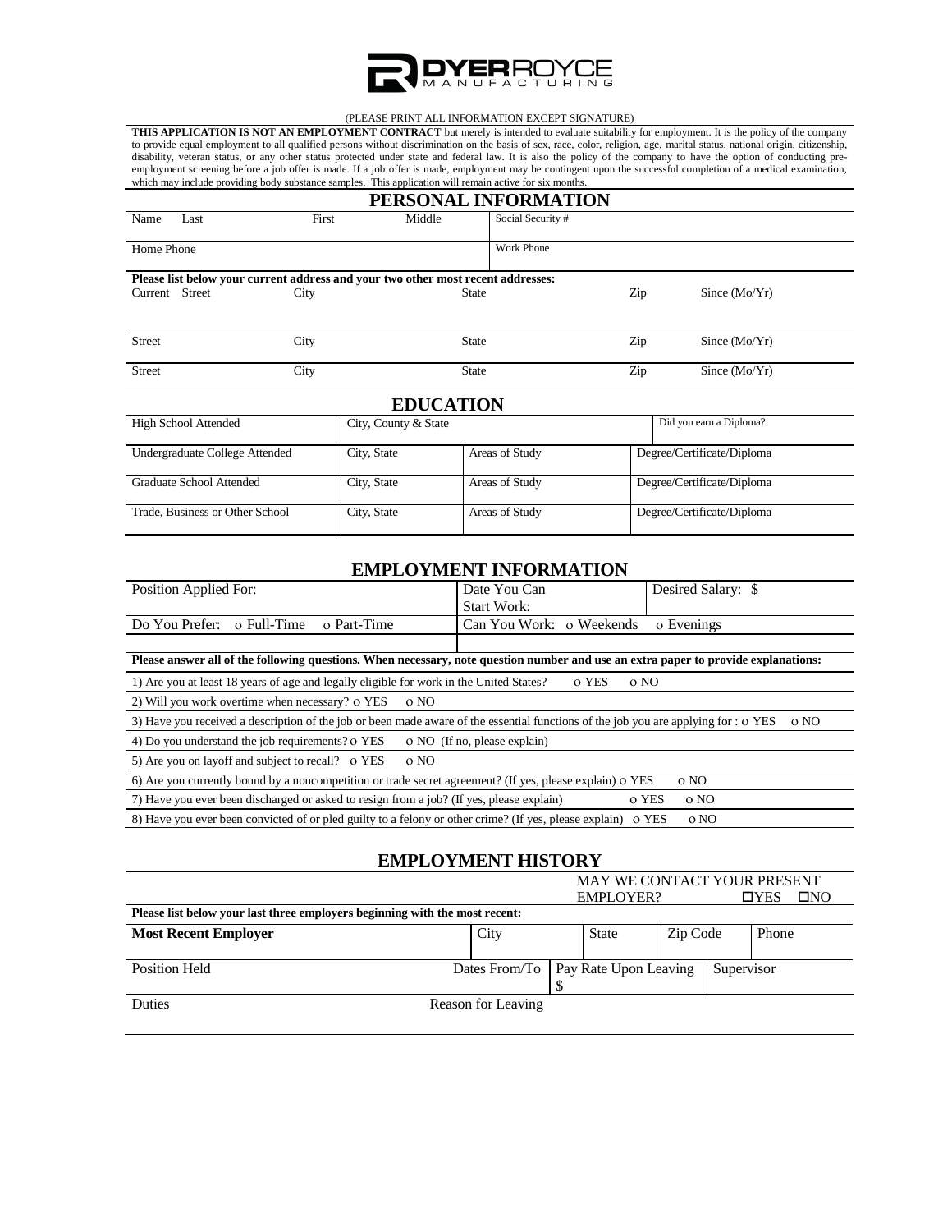DYER ROYCE MANUFACTURING

(PLEASE PRINT ALL INFORMATION EXCEPT SIGNATURE)

**THIS APPLICATION IS NOT AN EMPLOYMENT CONTRACT** but merely is intended to evaluate suitability for employment. It is the policy of the company to provide equal employment to all qualified persons without discrimination on the basis of sex, race, color, religion, age, marital status, national origin, citizenship, disability, veteran status, or any other status protected under state and federal law. It is also the policy of the company to have the option of conducting pre-employment screening before a job offer is made. If a job offer is made, employment may be contingent upon the successful completion of a medical examination, which may include providing body substance samples. This application will remain active for six months.

## PERSONAL INFORMATION

| Name Last | First | Middle | Social Security # |
|---|---|---|---|
| Home Phone | | | Work Phone |

**Please list below your current address and your two other most recent addresses:**

| | City | State | Zip | Since (Mo/Yr) |
|---|---|---|---|---|
| Current Street | City | State | Zip | Since (Mo/Yr) |
| Street | City | State | Zip | Since (Mo/Yr) |
| Street | City | State | Zip | Since (Mo/Yr) |

## EDUCATION

| High School Attended | City, County & State | | Did you earn a Diploma? |
|---|---|---|---|
| Undergraduate College Attended | City, State | Areas of Study | Degree/Certificate/Diploma |
| Graduate School Attended | City, State | Areas of Study | Degree/Certificate/Diploma |
| Trade, Business or Other School | City, State | Areas of Study | Degree/Certificate/Diploma |

## EMPLOYMENT INFORMATION

| Position Applied For: | Date You Can Start Work: | Desired Salary: $ |
|---|---|---|
| Do You Prefer: o Full-Time o Part-Time | Can You Work: o Weekends o Evenings | |

**Please answer all of the following questions. When necessary, note question number and use an extra paper to provide explanations:**

1) Are you at least 18 years of age and legally eligible for work in the United States? o YES o NO

2) Will you work overtime when necessary? o YES o NO

3) Have you received a description of the job or been made aware of the essential functions of the job you are applying for : o YES o NO

4) Do you understand the job requirements? o YES o NO (If no, please explain)

5) Are you on layoff and subject to recall? o YES o NO

6) Are you currently bound by a noncompetition or trade secret agreement? (If yes, please explain) o YES o NO

7) Have you ever been discharged or asked to resign from a job? (If yes, please explain) o YES o NO

8) Have you ever been convicted of or pled guilty to a felony or other crime? (If yes, please explain) o YES o NO

## EMPLOYMENT HISTORY

MAY WE CONTACT YOUR PRESENT EMPLOYER? ☐YES ☐NO

**Please list below your last three employers beginning with the most recent:**

| **Most Recent Employer** | City | State | Zip Code | Phone |
|---|---|---|---|---|
| Position Held | Dates From/To | Pay Rate Upon Leaving $ | | Supervisor |
| Duties | Reason for Leaving | | | |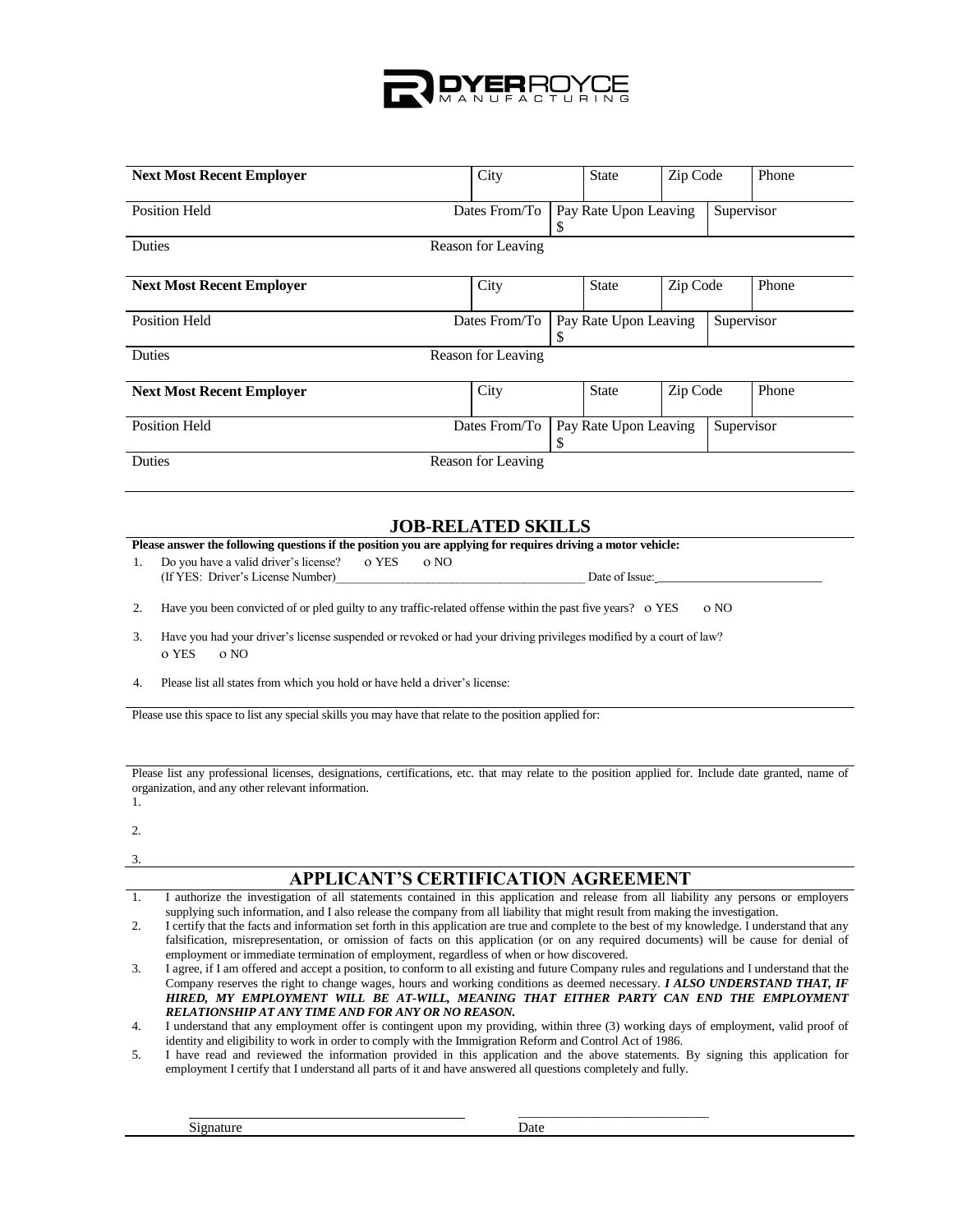DYER ROYCE MANUFACTURING

| Next Most Recent Employer | City | State | Zip Code | Phone |
| --- | --- | --- | --- | --- |
| Position Held | Dates From/To | Pay Rate Upon Leaving $ | Supervisor | |
| Duties | Reason for Leaving | | | |

| Next Most Recent Employer | City | State | Zip Code | Phone |
| --- | --- | --- | --- | --- |
| Position Held | Dates From/To | Pay Rate Upon Leaving $ | Supervisor | |
| Duties | Reason for Leaving | | | |

| Next Most Recent Employer | City | State | Zip Code | Phone |
| --- | --- | --- | --- | --- |
| Position Held | Dates From/To | Pay Rate Upon Leaving $ | Supervisor | |
| Duties | Reason for Leaving | | | |

## JOB-RELATED SKILLS

**Please answer the following questions if the position you are applying for requires driving a motor vehicle:**

1. Do you have a valid driver's license? o YES o NO
   (If YES: Driver's License Number)________________________________________ Date of Issue:___________________________
2. Have you been convicted of or pled guilty to any traffic-related offense within the past five years? o YES o NO
3. Have you had your driver's license suspended or revoked or had your driving privileges modified by a court of law?
   o YES o NO
4. Please list all states from which you hold or have held a driver's license:

Please use this space to list any special skills you may have that relate to the position applied for:

Please list any professional licenses, designations, certifications, etc. that may relate to the position applied for. Include date granted, name of organization, and any other relevant information.

1.

2.

3.

## APPLICANT'S CERTIFICATION AGREEMENT

1. I authorize the investigation of all statements contained in this application and release from all liability any persons or employers supplying such information, and I also release the company from all liability that might result from making the investigation.
2. I certify that the facts and information set forth in this application are true and complete to the best of my knowledge. I understand that any falsification, misrepresentation, or omission of facts on this application (or on any required documents) will be cause for denial of employment or immediate termination of employment, regardless of when or how discovered.
3. I agree, if I am offered and accept a position, to conform to all existing and future Company rules and regulations and I understand that the Company reserves the right to change wages, hours and working conditions as deemed necessary. ***I ALSO UNDERSTAND THAT, IF HIRED, MY EMPLOYMENT WILL BE AT-WILL, MEANING THAT EITHER PARTY CAN END THE EMPLOYMENT RELATIONSHIP AT ANY TIME AND FOR ANY OR NO REASON.***
4. I understand that any employment offer is contingent upon my providing, within three (3) working days of employment, valid proof of identity and eligibility to work in order to comply with the Immigration Reform and Control Act of 1986.
5. I have read and reviewed the information provided in this application and the above statements. By signing this application for employment I certify that I understand all parts of it and have answered all questions completely and fully.

_______________________________________ _____________________________

Signature Date